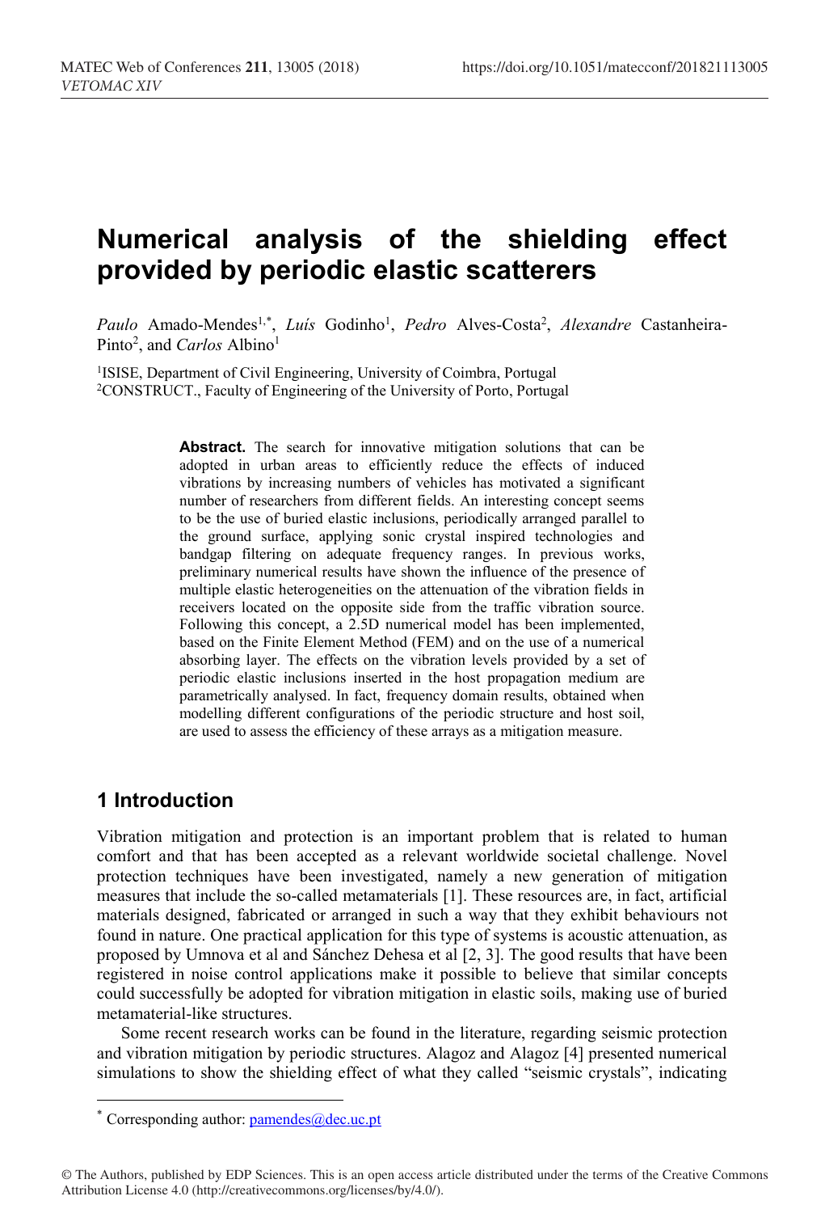# Numerical analysis of the shielding effect provided by periodic elastic scatterers

*Paulo* Amado-Mendes[1,*], *Luís* Godinho[1], *Pedro* Alves-Costa[2], *Alexandre* Castanheira-Pinto[2], and *Carlos* Albino[1]

[1]ISISE, Department of Civil Engineering, University of Coimbra, Portugal
[2]CONSTRUCT., Faculty of Engineering of the University of Porto, Portugal

**Abstract.** The search for innovative mitigation solutions that can be adopted in urban areas to efficiently reduce the effects of induced vibrations by increasing numbers of vehicles has motivated a significant number of researchers from different fields. An interesting concept seems to be the use of buried elastic inclusions, periodically arranged parallel to the ground surface, applying sonic crystal inspired technologies and bandgap filtering on adequate frequency ranges. In previous works, preliminary numerical results have shown the influence of the presence of multiple elastic heterogeneities on the attenuation of the vibration fields in receivers located on the opposite side from the traffic vibration source. Following this concept, a 2.5D numerical model has been implemented, based on the Finite Element Method (FEM) and on the use of a numerical absorbing layer. The effects on the vibration levels provided by a set of periodic elastic inclusions inserted in the host propagation medium are parametrically analysed. In fact, frequency domain results, obtained when modelling different configurations of the periodic structure and host soil, are used to assess the efficiency of these arrays as a mitigation measure.

## 1 Introduction

Vibration mitigation and protection is an important problem that is related to human comfort and that has been accepted as a relevant worldwide societal challenge. Novel protection techniques have been investigated, namely a new generation of mitigation measures that include the so-called metamaterials [1]. These resources are, in fact, artificial materials designed, fabricated or arranged in such a way that they exhibit behaviours not found in nature. One practical application for this type of systems is acoustic attenuation, as proposed by Umnova et al and Sánchez Dehesa et al [2, 3]. The good results that have been registered in noise control applications make it possible to believe that similar concepts could successfully be adopted for vibration mitigation in elastic soils, making use of buried metamaterial-like structures.

Some recent research works can be found in the literature, regarding seismic protection and vibration mitigation by periodic structures. Alagoz and Alagoz [4] presented numerical simulations to show the shielding effect of what they called "seismic crystals", indicating

* Corresponding author: pamendes@dec.uc.pt

© The Authors, published by EDP Sciences. This is an open access article distributed under the terms of the Creative Commons Attribution License 4.0 (http://creativecommons.org/licenses/by/4.0/).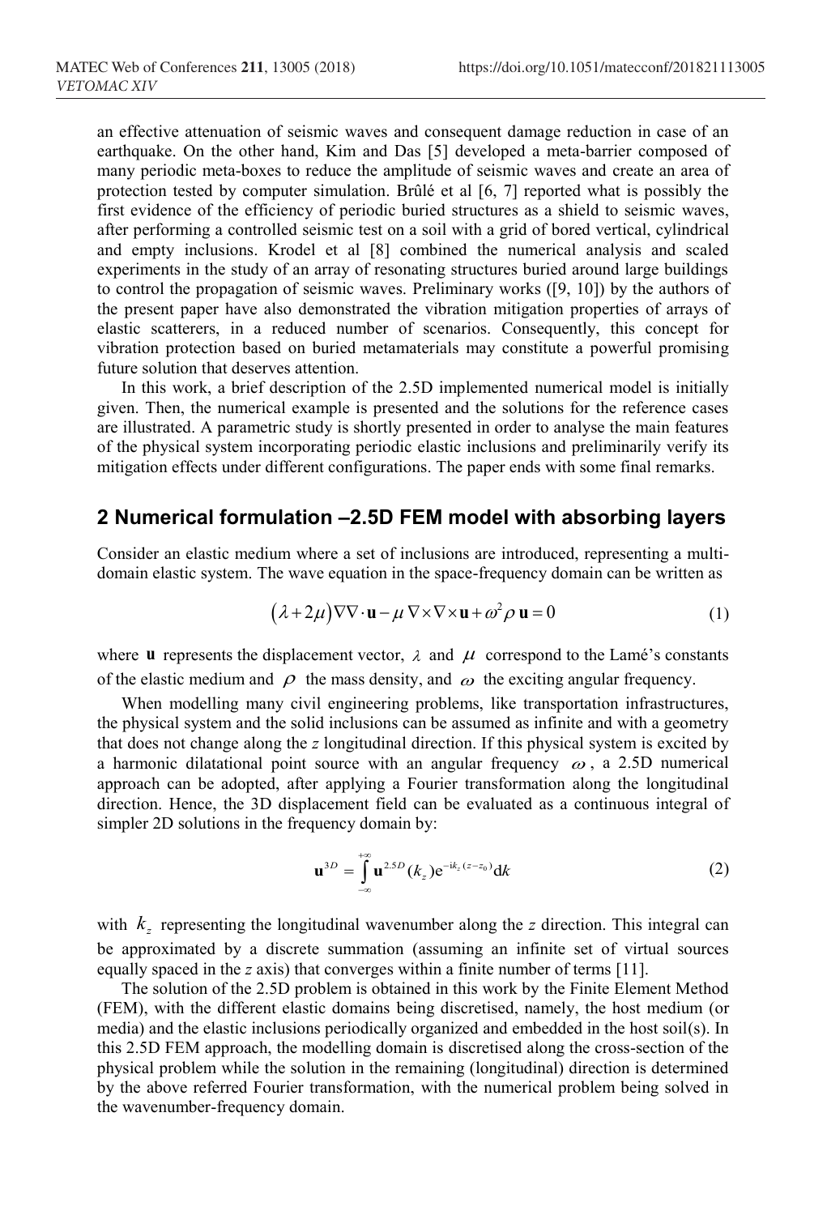an effective attenuation of seismic waves and consequent damage reduction in case of an earthquake. On the other hand, Kim and Das [5] developed a meta-barrier composed of many periodic meta-boxes to reduce the amplitude of seismic waves and create an area of protection tested by computer simulation. Brûlé et al [6, 7] reported what is possibly the first evidence of the efficiency of periodic buried structures as a shield to seismic waves, after performing a controlled seismic test on a soil with a grid of bored vertical, cylindrical and empty inclusions. Krodel et al [8] combined the numerical analysis and scaled experiments in the study of an array of resonating structures buried around large buildings to control the propagation of seismic waves. Preliminary works ([9, 10]) by the authors of the present paper have also demonstrated the vibration mitigation properties of arrays of elastic scatterers, in a reduced number of scenarios. Consequently, this concept for vibration protection based on buried metamaterials may constitute a powerful promising future solution that deserves attention.

In this work, a brief description of the 2.5D implemented numerical model is initially given. Then, the numerical example is presented and the solutions for the reference cases are illustrated. A parametric study is shortly presented in order to analyse the main features of the physical system incorporating periodic elastic inclusions and preliminarily verify its mitigation effects under different configurations. The paper ends with some final remarks.

## 2 Numerical formulation –2.5D FEM model with absorbing layers

Consider an elastic medium where a set of inclusions are introduced, representing a multi-domain elastic system. The wave equation in the space-frequency domain can be written as

$$\left(\lambda+2\mu\right)\nabla\nabla\cdot\mathbf{u}-\mu\,\nabla\times\nabla\times\mathbf{u}+\omega^{2}\rho\,\mathbf{u}=0 \tag{1}$$

where $\mathbf{u}$ represents the displacement vector, $\lambda$ and $\mu$ correspond to the Lamé's constants of the elastic medium and $\rho$ the mass density, and $\omega$ the exciting angular frequency.

When modelling many civil engineering problems, like transportation infrastructures, the physical system and the solid inclusions can be assumed as infinite and with a geometry that does not change along the *z* longitudinal direction. If this physical system is excited by a harmonic dilatational point source with an angular frequency $\omega$, a 2.5D numerical approach can be adopted, after applying a Fourier transformation along the longitudinal direction. Hence, the 3D displacement field can be evaluated as a continuous integral of simpler 2D solutions in the frequency domain by:

$$\mathbf{u}^{3D}=\int_{-\infty}^{+\infty}\mathbf{u}^{2.5D}(k_z)\mathrm{e}^{-ik_z(z-z_0)}\mathrm{d}k \tag{2}$$

with $k_z$ representing the longitudinal wavenumber along the *z* direction. This integral can be approximated by a discrete summation (assuming an infinite set of virtual sources equally spaced in the *z* axis) that converges within a finite number of terms [11].

The solution of the 2.5D problem is obtained in this work by the Finite Element Method (FEM), with the different elastic domains being discretised, namely, the host medium (or media) and the elastic inclusions periodically organized and embedded in the host soil(s). In this 2.5D FEM approach, the modelling domain is discretised along the cross-section of the physical problem while the solution in the remaining (longitudinal) direction is determined by the above referred Fourier transformation, with the numerical problem being solved in the wavenumber-frequency domain.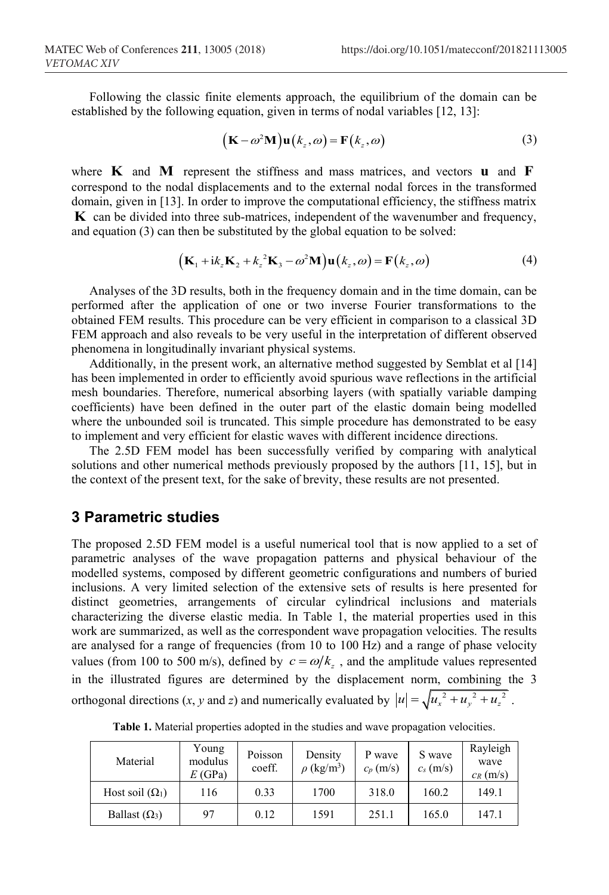Following the classic finite elements approach, the equilibrium of the domain can be established by the following equation, given in terms of nodal variables [12, 13]:

$$\left(\mathbf{K}-\omega^{2}\mathbf{M}\right)\mathbf{u}\left(k_{z},\omega\right)=\mathbf{F}\left(k_{z},\omega\right) \tag{3}$$

where $\mathbf{K}$ and $\mathbf{M}$ represent the stiffness and mass matrices, and vectors $\mathbf{u}$ and $\mathbf{F}$ correspond to the nodal displacements and to the external nodal forces in the transformed domain, given in [13]. In order to improve the computational efficiency, the stiffness matrix $\mathbf{K}$ can be divided into three sub-matrices, independent of the wavenumber and frequency, and equation (3) can then be substituted by the global equation to be solved:

$$\left(\mathbf{K}_{1}+\mathrm{i}k_{z}\mathbf{K}_{2}+k_{z}^{2}\mathbf{K}_{3}-\omega^{2}\mathbf{M}\right)\mathbf{u}\left(k_{z},\omega\right)=\mathbf{F}\left(k_{z},\omega\right) \tag{4}$$

Analyses of the 3D results, both in the frequency domain and in the time domain, can be performed after the application of one or two inverse Fourier transformations to the obtained FEM results. This procedure can be very efficient in comparison to a classical 3D FEM approach and also reveals to be very useful in the interpretation of different observed phenomena in longitudinally invariant physical systems.

Additionally, in the present work, an alternative method suggested by Semblat et al [14] has been implemented in order to efficiently avoid spurious wave reflections in the artificial mesh boundaries. Therefore, numerical absorbing layers (with spatially variable damping coefficients) have been defined in the outer part of the elastic domain being modelled where the unbounded soil is truncated. This simple procedure has demonstrated to be easy to implement and very efficient for elastic waves with different incidence directions.

The 2.5D FEM model has been successfully verified by comparing with analytical solutions and other numerical methods previously proposed by the authors [11, 15], but in the context of the present text, for the sake of brevity, these results are not presented.

## 3 Parametric studies

The proposed 2.5D FEM model is a useful numerical tool that is now applied to a set of parametric analyses of the wave propagation patterns and physical behaviour of the modelled systems, composed by different geometric configurations and numbers of buried inclusions. A very limited selection of the extensive sets of results is here presented for distinct geometries, arrangements of circular cylindrical inclusions and materials characterizing the diverse elastic media. In Table 1, the material properties used in this work are summarized, as well as the correspondent wave propagation velocities. The results are analysed for a range of frequencies (from 10 to 100 Hz) and a range of phase velocity values (from 100 to 500 m/s), defined by $c=\omega/k_z$, and the amplitude values represented in the illustrated figures are determined by the displacement norm, combining the 3 orthogonal directions (*x*, *y* and *z*) and numerically evaluated by $|u|=\sqrt{u_x^{\,2}+u_y^{\,2}+u_z^{\,2}}$.

**Table 1.** Material properties adopted in the studies and wave propagation velocities.

| Material | Young modulus $E$ (GPa) | Poisson coeff. | Density $\rho$ (kg/m$^3$) | P wave $c_P$ (m/s) | S wave $c_S$ (m/s) | Rayleigh wave $c_R$ (m/s) |
|---|---|---|---|---|---|---|
| Host soil ($\Omega_1$) | 116 | 0.33 | 1700 | 318.0 | 160.2 | 149.1 |
| Ballast ($\Omega_3$) | 97 | 0.12 | 1591 | 251.1 | 165.0 | 147.1 |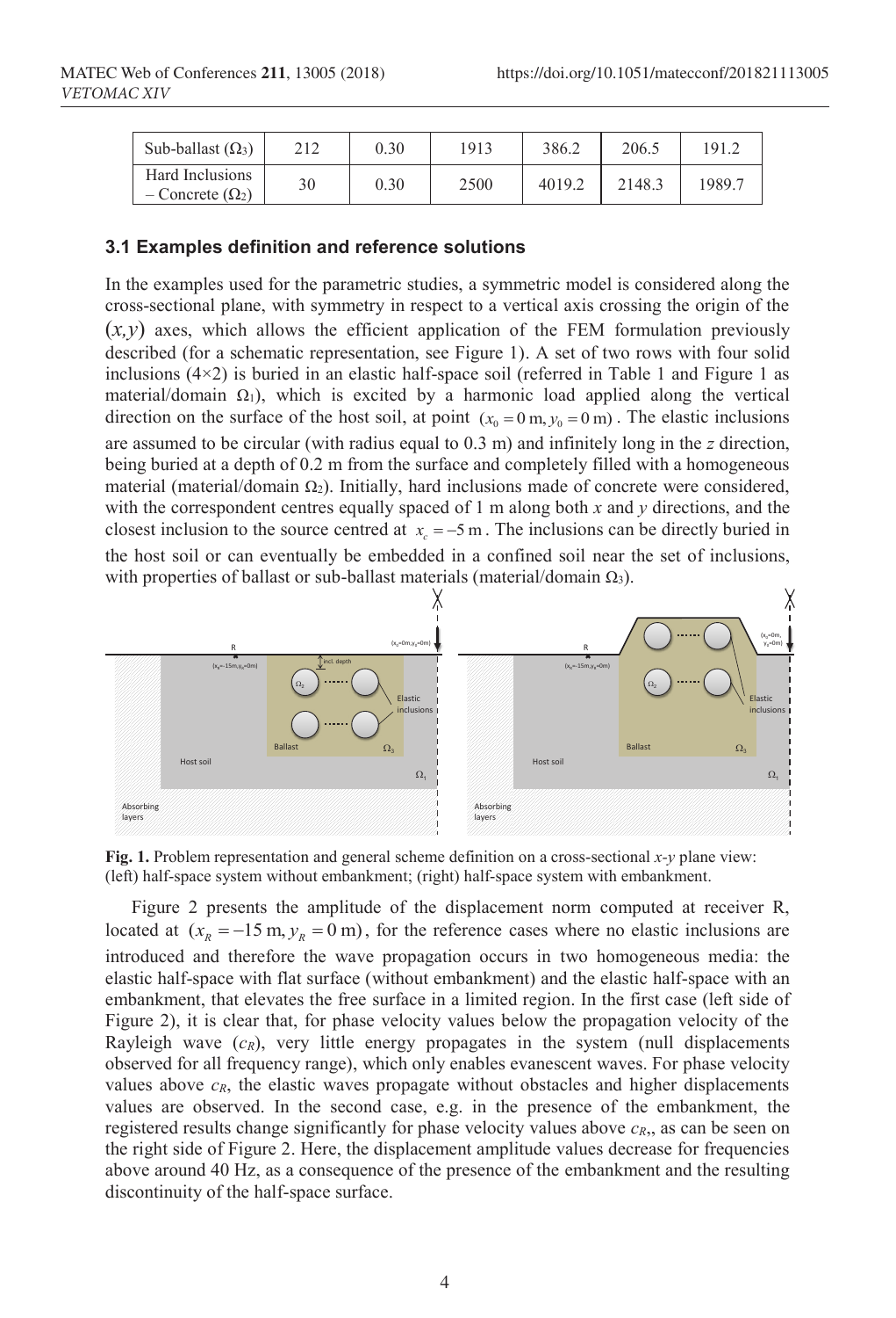| Sub-ballast ($\Omega_3$) | 212 | 0.30 | 1913 | 386.2 | 206.5 | 191.2 |
|---|---|---|---|---|---|---|
| Hard Inclusions – Concrete ($\Omega_2$) | 30 | 0.30 | 2500 | 4019.2 | 2148.3 | 1989.7 |

### 3.1 Examples definition and reference solutions

In the examples used for the parametric studies, a symmetric model is considered along the cross-sectional plane, with symmetry in respect to a vertical axis crossing the origin of the $(x,y)$ axes, which allows the efficient application of the FEM formulation previously described (for a schematic representation, see Figure 1). A set of two rows with four solid inclusions (4×2) is buried in an elastic half-space soil (referred in Table 1 and Figure 1 as material/domain $\Omega_1$), which is excited by a harmonic load applied along the vertical direction on the surface of the host soil, at point $(x_0 = 0\,\text{m}, y_0 = 0\,\text{m})$. The elastic inclusions are assumed to be circular (with radius equal to 0.3 m) and infinitely long in the *z* direction, being buried at a depth of 0.2 m from the surface and completely filled with a homogeneous material (material/domain $\Omega_2$). Initially, hard inclusions made of concrete were considered, with the correspondent centres equally spaced of 1 m along both *x* and *y* directions, and the closest inclusion to the source centred at $x_c = -5\,\text{m}$. The inclusions can be directly buried in the host soil or can eventually be embedded in a confined soil near the set of inclusions, with properties of ballast or sub-ballast materials (material/domain $\Omega_3$).

**Fig. 1.** Problem representation and general scheme definition on a cross-sectional *x-y* plane view: (left) half-space system without embankment; (right) half-space system with embankment.

Figure 2 presents the amplitude of the displacement norm computed at receiver R, located at $(x_R = -15\,\text{m}, y_R = 0\,\text{m})$, for the reference cases where no elastic inclusions are introduced and therefore the wave propagation occurs in two homogeneous media: the elastic half-space with flat surface (without embankment) and the elastic half-space with an embankment, that elevates the free surface in a limited region. In the first case (left side of Figure 2), it is clear that, for phase velocity values below the propagation velocity of the Rayleigh wave ($c_R$), very little energy propagates in the system (null displacements observed for all frequency range), which only enables evanescent waves. For phase velocity values above $c_R$, the elastic waves propagate without obstacles and higher displacements values are observed. In the second case, e.g. in the presence of the embankment, the registered results change significantly for phase velocity values above $c_R$,, as can be seen on the right side of Figure 2. Here, the displacement amplitude values decrease for frequencies above around 40 Hz, as a consequence of the presence of the embankment and the resulting discontinuity of the half-space surface.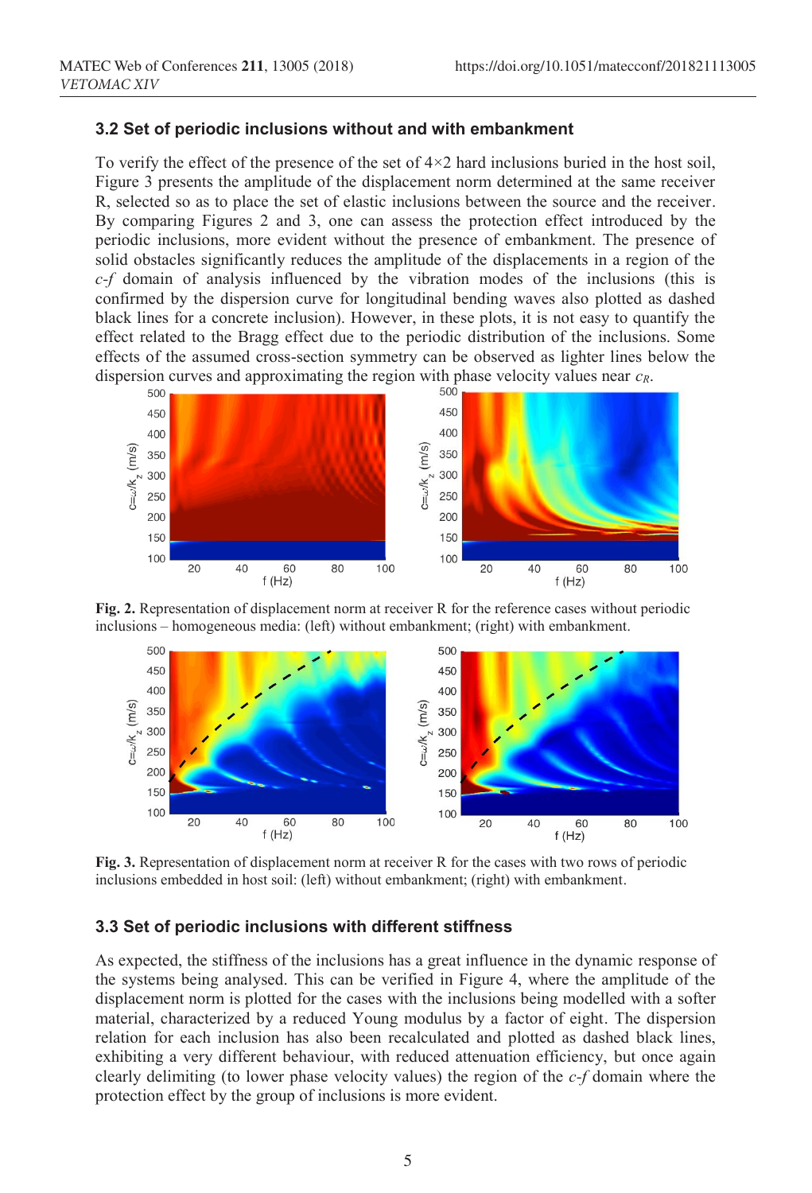### 3.2 Set of periodic inclusions without and with embankment

To verify the effect of the presence of the set of 4×2 hard inclusions buried in the host soil, Figure 3 presents the amplitude of the displacement norm determined at the same receiver R, selected so as to place the set of elastic inclusions between the source and the receiver. By comparing Figures 2 and 3, one can assess the protection effect introduced by the periodic inclusions, more evident without the presence of embankment. The presence of solid obstacles significantly reduces the amplitude of the displacements in a region of the *c-f* domain of analysis influenced by the vibration modes of the inclusions (this is confirmed by the dispersion curve for longitudinal bending waves also plotted as dashed black lines for a concrete inclusion). However, in these plots, it is not easy to quantify the effect related to the Bragg effect due to the periodic distribution of the inclusions. Some effects of the assumed cross-section symmetry can be observed as lighter lines below the dispersion curves and approximating the region with phase velocity values near $c_R$.

**Fig. 2.** Representation of displacement norm at receiver R for the reference cases without periodic inclusions – homogeneous media: (left) without embankment; (right) with embankment.

**Fig. 3.** Representation of displacement norm at receiver R for the cases with two rows of periodic inclusions embedded in host soil: (left) without embankment; (right) with embankment.

### 3.3 Set of periodic inclusions with different stiffness

As expected, the stiffness of the inclusions has a great influence in the dynamic response of the systems being analysed. This can be verified in Figure 4, where the amplitude of the displacement norm is plotted for the cases with the inclusions being modelled with a softer material, characterized by a reduced Young modulus by a factor of eight. The dispersion relation for each inclusion has also been recalculated and plotted as dashed black lines, exhibiting a very different behaviour, with reduced attenuation efficiency, but once again clearly delimiting (to lower phase velocity values) the region of the *c-f* domain where the protection effect by the group of inclusions is more evident.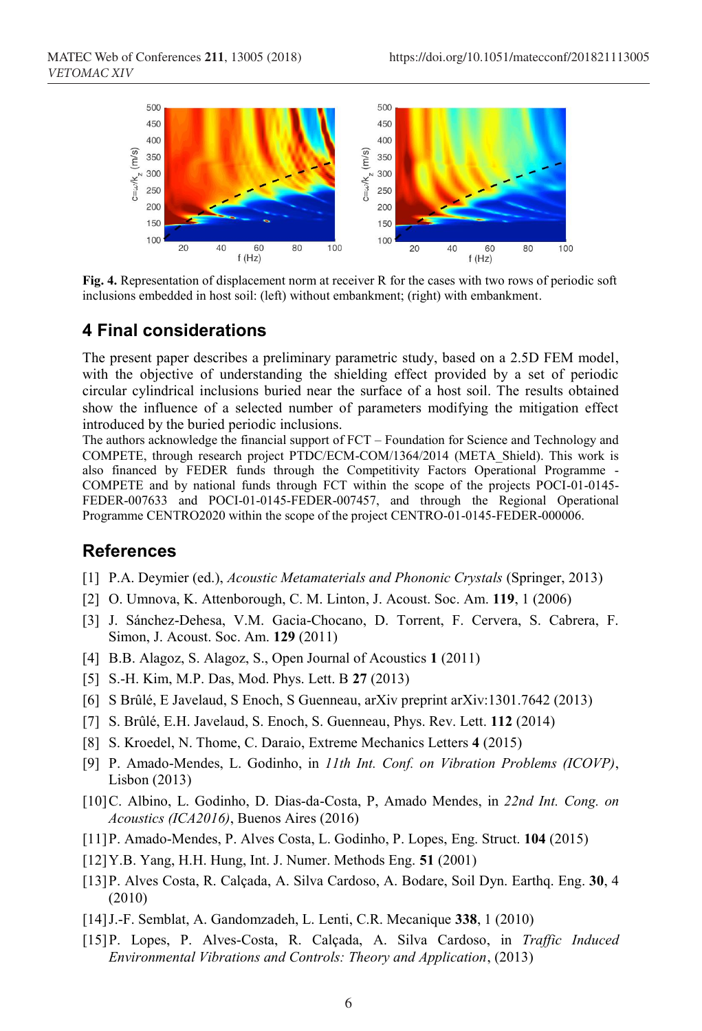500
450
400
350
300
250
200
150
100
$c=\omega/k_z$ (m/s)
20 40 60 80 100
f (Hz)

500
450
400
350
300
250
200
150
100
$c=\omega/k_z$ (m/s)
20 40 60 80 100
f (Hz)

**Fig. 4.** Representation of displacement norm at receiver R for the cases with two rows of periodic soft inclusions embedded in host soil: (left) without embankment; (right) with embankment.

## 4 Final considerations

The present paper describes a preliminary parametric study, based on a 2.5D FEM model, with the objective of understanding the shielding effect provided by a set of periodic circular cylindrical inclusions buried near the surface of a host soil. The results obtained show the influence of a selected number of parameters modifying the mitigation effect introduced by the buried periodic inclusions.

The authors acknowledge the financial support of FCT – Foundation for Science and Technology and COMPETE, through research project PTDC/ECM-COM/1364/2014 (META_Shield). This work is also financed by FEDER funds through the Competitivity Factors Operational Programme - COMPETE and by national funds through FCT within the scope of the projects POCI-01-0145-FEDER-007633 and POCI-01-0145-FEDER-007457, and through the Regional Operational Programme CENTRO2020 within the scope of the project CENTRO-01-0145-FEDER-000006.

## References

1. P.A. Deymier (ed.), *Acoustic Metamaterials and Phononic Crystals* (Springer, 2013)
2. O. Umnova, K. Attenborough, C. M. Linton, J. Acoust. Soc. Am. **119**, 1 (2006)
3. J. Sánchez-Dehesa, V.M. Gacia-Chocano, D. Torrent, F. Cervera, S. Cabrera, F. Simon, J. Acoust. Soc. Am. **129** (2011)
4. B.B. Alagoz, S. Alagoz, S., Open Journal of Acoustics **1** (2011)
5. S.-H. Kim, M.P. Das, Mod. Phys. Lett. B **27** (2013)
6. S Brûlé, E Javelaud, S Enoch, S Guenneau, arXiv preprint arXiv:1301.7642 (2013)
7. S. Brûlé, E.H. Javelaud, S. Enoch, S. Guenneau, Phys. Rev. Lett. **112** (2014)
8. S. Kroedel, N. Thome, C. Daraio, Extreme Mechanics Letters **4** (2015)
9. P. Amado-Mendes, L. Godinho, in *11th Int. Conf. on Vibration Problems (ICOVP)*, Lisbon (2013)
10. C. Albino, L. Godinho, D. Dias-da-Costa, P, Amado Mendes, in *22nd Int. Cong. on Acoustics (ICA2016)*, Buenos Aires (2016)
11. P. Amado-Mendes, P. Alves Costa, L. Godinho, P. Lopes, Eng. Struct. **104** (2015)
12. Y.B. Yang, H.H. Hung, Int. J. Numer. Methods Eng. **51** (2001)
13. P. Alves Costa, R. Calçada, A. Silva Cardoso, A. Bodare, Soil Dyn. Earthq. Eng. **30**, 4 (2010)
14. J.-F. Semblat, A. Gandomzadeh, L. Lenti, C.R. Mecanique **338**, 1 (2010)
15. P. Lopes, P. Alves-Costa, R. Calçada, A. Silva Cardoso, in *Traffic Induced Environmental Vibrations and Controls: Theory and Application*, (2013)